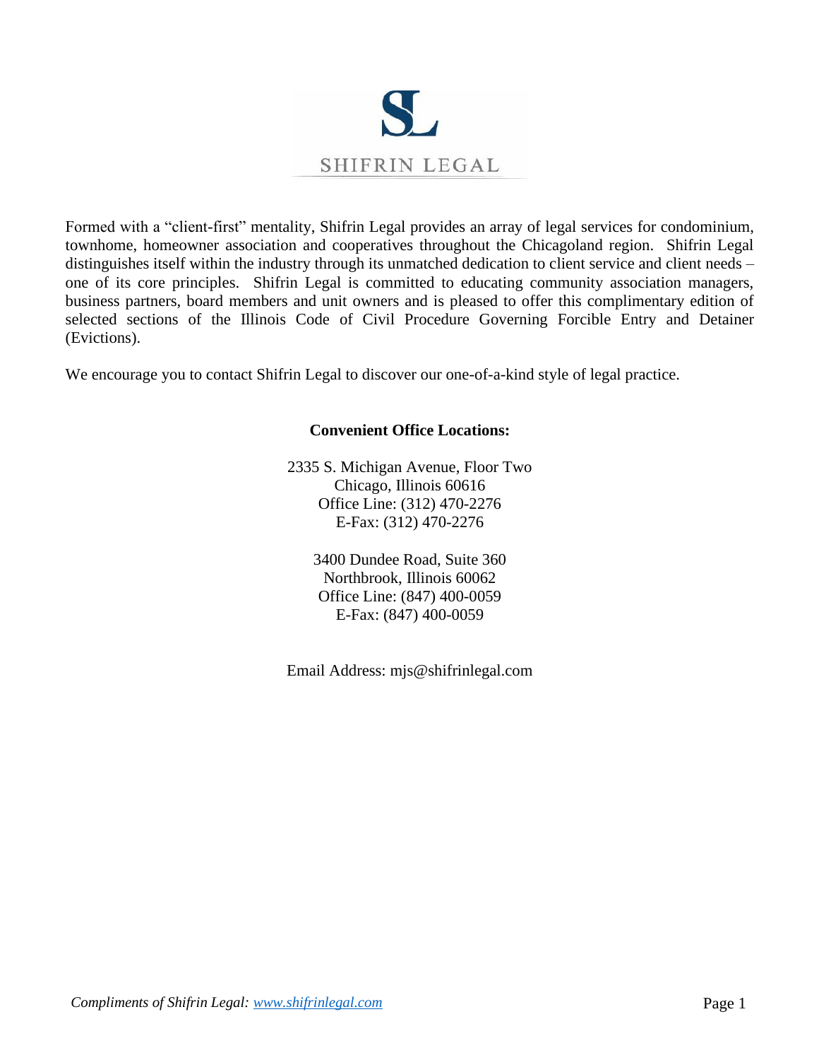# SHIFRIN LEGAL

Formed with a "client-first" mentality, Shifrin Legal provides an array of legal services for condominium, townhome, homeowner association and cooperatives throughout the Chicagoland region. Shifrin Legal distinguishes itself within the industry through its unmatched dedication to client service and client needs – one of its core principles. Shifrin Legal is committed to educating community association managers, business partners, board members and unit owners and is pleased to offer this complimentary edition of selected sections of the Illinois Code of Civil Procedure Governing Forcible Entry and Detainer (Evictions).

We encourage you to contact Shifrin Legal to discover our one-of-a-kind style of legal practice.

**Convenient Office Locations:**

2335 S. Michigan Avenue, Floor Two
Chicago, Illinois 60616
Office Line: (312) 470-2276
E-Fax: (312) 470-2276

3400 Dundee Road, Suite 360
Northbrook, Illinois 60062
Office Line: (847) 400-0059
E-Fax: (847) 400-0059

Email Address: mjs@shifrinlegal.com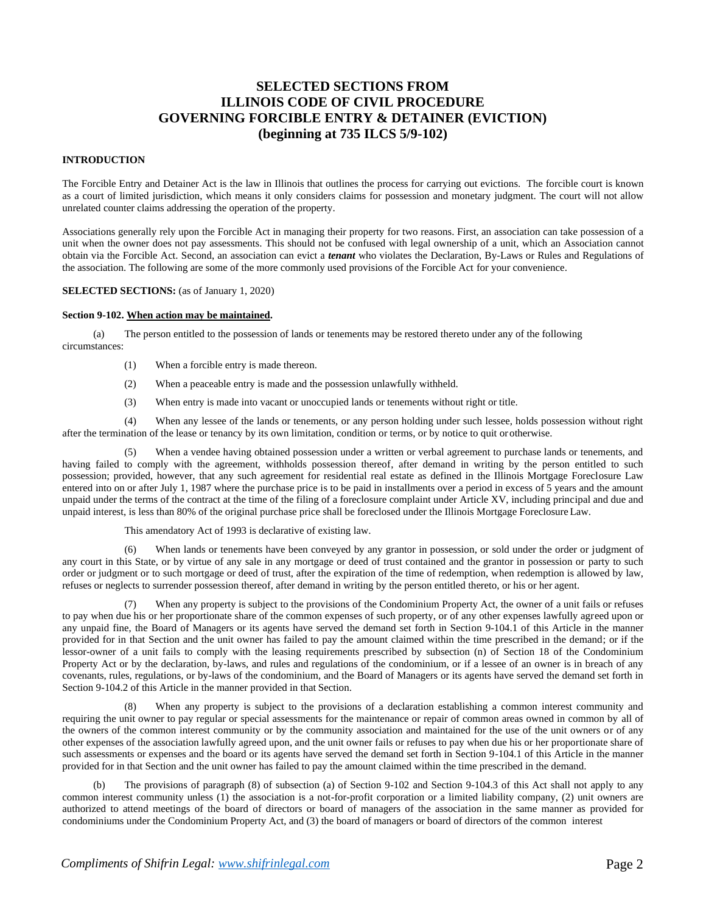# SELECTED SECTIONS FROM ILLINOIS CODE OF CIVIL PROCEDURE GOVERNING FORCIBLE ENTRY & DETAINER (EVICTION) (beginning at 735 ILCS 5/9-102)

**INTRODUCTION**

The Forcible Entry and Detainer Act is the law in Illinois that outlines the process for carrying out evictions. The forcible court is known as a court of limited jurisdiction, which means it only considers claims for possession and monetary judgment. The court will not allow unrelated counter claims addressing the operation of the property.

Associations generally rely upon the Forcible Act in managing their property for two reasons. First, an association can take possession of a unit when the owner does not pay assessments. This should not be confused with legal ownership of a unit, which an Association cannot obtain via the Forcible Act. Second, an association can evict a ***tenant*** who violates the Declaration, By-Laws or Rules and Regulations of the association. The following are some of the more commonly used provisions of the Forcible Act for your convenience.

**SELECTED SECTIONS:** (as of January 1, 2020)

**Section 9-102. When action may be maintained.**

(a) The person entitled to the possession of lands or tenements may be restored thereto under any of the following circumstances:

(1) When a forcible entry is made thereon.

(2) When a peaceable entry is made and the possession unlawfully withheld.

(3) When entry is made into vacant or unoccupied lands or tenements without right or title.

(4) When any lessee of the lands or tenements, or any person holding under such lessee, holds possession without right after the termination of the lease or tenancy by its own limitation, condition or terms, or by notice to quit or otherwise.

(5) When a vendee having obtained possession under a written or verbal agreement to purchase lands or tenements, and having failed to comply with the agreement, withholds possession thereof, after demand in writing by the person entitled to such possession; provided, however, that any such agreement for residential real estate as defined in the Illinois Mortgage Foreclosure Law entered into on or after July 1, 1987 where the purchase price is to be paid in installments over a period in excess of 5 years and the amount unpaid under the terms of the contract at the time of the filing of a foreclosure complaint under Article XV, including principal and due and unpaid interest, is less than 80% of the original purchase price shall be foreclosed under the Illinois Mortgage Foreclosure Law.

This amendatory Act of 1993 is declarative of existing law.

(6) When lands or tenements have been conveyed by any grantor in possession, or sold under the order or judgment of any court in this State, or by virtue of any sale in any mortgage or deed of trust contained and the grantor in possession or party to such order or judgment or to such mortgage or deed of trust, after the expiration of the time of redemption, when redemption is allowed by law, refuses or neglects to surrender possession thereof, after demand in writing by the person entitled thereto, or his or her agent.

(7) When any property is subject to the provisions of the Condominium Property Act, the owner of a unit fails or refuses to pay when due his or her proportionate share of the common expenses of such property, or of any other expenses lawfully agreed upon or any unpaid fine, the Board of Managers or its agents have served the demand set forth in Section 9-104.1 of this Article in the manner provided for in that Section and the unit owner has failed to pay the amount claimed within the time prescribed in the demand; or if the lessor-owner of a unit fails to comply with the leasing requirements prescribed by subsection (n) of Section 18 of the Condominium Property Act or by the declaration, by-laws, and rules and regulations of the condominium, or if a lessee of an owner is in breach of any covenants, rules, regulations, or by-laws of the condominium, and the Board of Managers or its agents have served the demand set forth in Section 9-104.2 of this Article in the manner provided in that Section.

(8) When any property is subject to the provisions of a declaration establishing a common interest community and requiring the unit owner to pay regular or special assessments for the maintenance or repair of common areas owned in common by all of the owners of the common interest community or by the community association and maintained for the use of the unit owners or of any other expenses of the association lawfully agreed upon, and the unit owner fails or refuses to pay when due his or her proportionate share of such assessments or expenses and the board or its agents have served the demand set forth in Section 9-104.1 of this Article in the manner provided for in that Section and the unit owner has failed to pay the amount claimed within the time prescribed in the demand.

(b) The provisions of paragraph (8) of subsection (a) of Section 9-102 and Section 9-104.3 of this Act shall not apply to any common interest community unless (1) the association is a not-for-profit corporation or a limited liability company, (2) unit owners are authorized to attend meetings of the board of directors or board of managers of the association in the same manner as provided for condominiums under the Condominium Property Act, and (3) the board of managers or board of directors of the common interest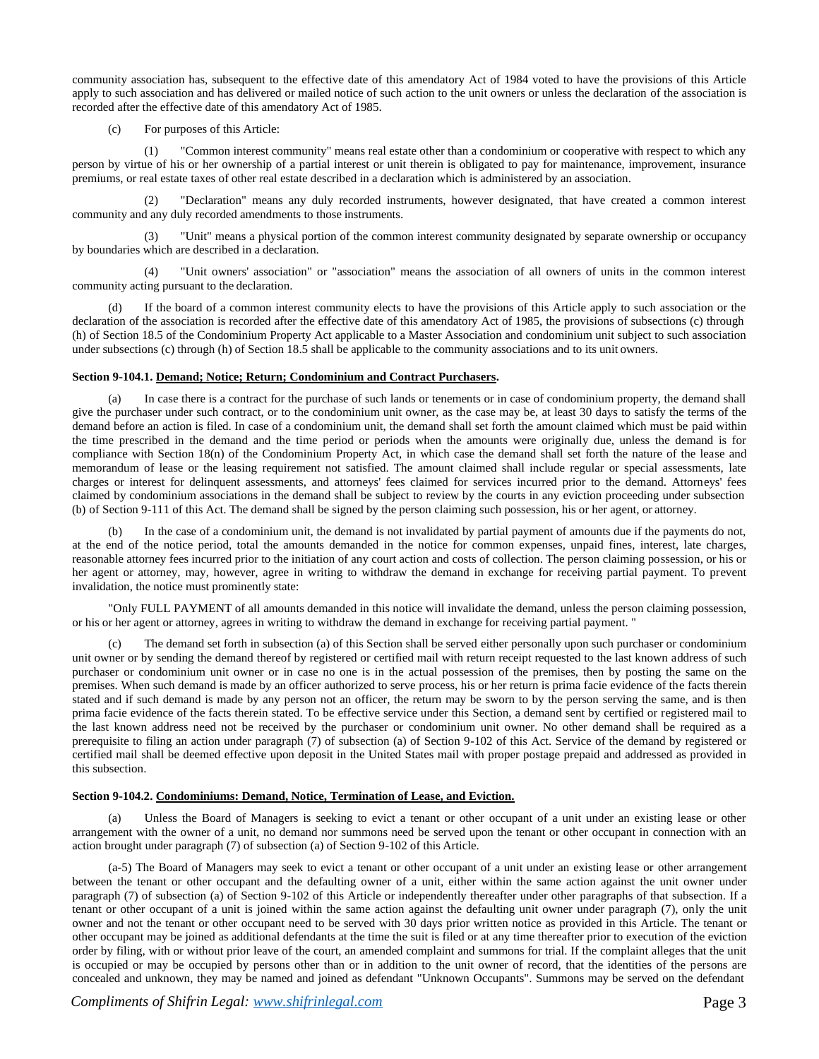community association has, subsequent to the effective date of this amendatory Act of 1984 voted to have the provisions of this Article apply to such association and has delivered or mailed notice of such action to the unit owners or unless the declaration of the association is recorded after the effective date of this amendatory Act of 1985.

(c) For purposes of this Article:

(1) "Common interest community" means real estate other than a condominium or cooperative with respect to which any person by virtue of his or her ownership of a partial interest or unit therein is obligated to pay for maintenance, improvement, insurance premiums, or real estate taxes of other real estate described in a declaration which is administered by an association.

(2) "Declaration" means any duly recorded instruments, however designated, that have created a common interest community and any duly recorded amendments to those instruments.

(3) "Unit" means a physical portion of the common interest community designated by separate ownership or occupancy by boundaries which are described in a declaration.

(4) "Unit owners' association" or "association" means the association of all owners of units in the common interest community acting pursuant to the declaration.

(d) If the board of a common interest community elects to have the provisions of this Article apply to such association or the declaration of the association is recorded after the effective date of this amendatory Act of 1985, the provisions of subsections (c) through (h) of Section 18.5 of the Condominium Property Act applicable to a Master Association and condominium unit subject to such association under subsections (c) through (h) of Section 18.5 shall be applicable to the community associations and to its unit owners.

**Section 9-104.1. Demand; Notice; Return; Condominium and Contract Purchasers.**

(a) In case there is a contract for the purchase of such lands or tenements or in case of condominium property, the demand shall give the purchaser under such contract, or to the condominium unit owner, as the case may be, at least 30 days to satisfy the terms of the demand before an action is filed. In case of a condominium unit, the demand shall set forth the amount claimed which must be paid within the time prescribed in the demand and the time period or periods when the amounts were originally due, unless the demand is for compliance with Section 18(n) of the Condominium Property Act, in which case the demand shall set forth the nature of the lease and memorandum of lease or the leasing requirement not satisfied. The amount claimed shall include regular or special assessments, late charges or interest for delinquent assessments, and attorneys' fees claimed for services incurred prior to the demand. Attorneys' fees claimed by condominium associations in the demand shall be subject to review by the courts in any eviction proceeding under subsection (b) of Section 9-111 of this Act. The demand shall be signed by the person claiming such possession, his or her agent, or attorney.

(b) In the case of a condominium unit, the demand is not invalidated by partial payment of amounts due if the payments do not, at the end of the notice period, total the amounts demanded in the notice for common expenses, unpaid fines, interest, late charges, reasonable attorney fees incurred prior to the initiation of any court action and costs of collection. The person claiming possession, or his or her agent or attorney, may, however, agree in writing to withdraw the demand in exchange for receiving partial payment. To prevent invalidation, the notice must prominently state:

"Only FULL PAYMENT of all amounts demanded in this notice will invalidate the demand, unless the person claiming possession, or his or her agent or attorney, agrees in writing to withdraw the demand in exchange for receiving partial payment. "

(c) The demand set forth in subsection (a) of this Section shall be served either personally upon such purchaser or condominium unit owner or by sending the demand thereof by registered or certified mail with return receipt requested to the last known address of such purchaser or condominium unit owner or in case no one is in the actual possession of the premises, then by posting the same on the premises. When such demand is made by an officer authorized to serve process, his or her return is prima facie evidence of the facts therein stated and if such demand is made by any person not an officer, the return may be sworn to by the person serving the same, and is then prima facie evidence of the facts therein stated. To be effective service under this Section, a demand sent by certified or registered mail to the last known address need not be received by the purchaser or condominium unit owner. No other demand shall be required as a prerequisite to filing an action under paragraph (7) of subsection (a) of Section 9-102 of this Act. Service of the demand by registered or certified mail shall be deemed effective upon deposit in the United States mail with proper postage prepaid and addressed as provided in this subsection.

**Section 9-104.2. Condominiums: Demand, Notice, Termination of Lease, and Eviction.**

(a) Unless the Board of Managers is seeking to evict a tenant or other occupant of a unit under an existing lease or other arrangement with the owner of a unit, no demand nor summons need be served upon the tenant or other occupant in connection with an action brought under paragraph (7) of subsection (a) of Section 9-102 of this Article.

(a-5) The Board of Managers may seek to evict a tenant or other occupant of a unit under an existing lease or other arrangement between the tenant or other occupant and the defaulting owner of a unit, either within the same action against the unit owner under paragraph (7) of subsection (a) of Section 9-102 of this Article or independently thereafter under other paragraphs of that subsection. If a tenant or other occupant of a unit is joined within the same action against the defaulting unit owner under paragraph (7), only the unit owner and not the tenant or other occupant need to be served with 30 days prior written notice as provided in this Article. The tenant or other occupant may be joined as additional defendants at the time the suit is filed or at any time thereafter prior to execution of the eviction order by filing, with or without prior leave of the court, an amended complaint and summons for trial. If the complaint alleges that the unit is occupied or may be occupied by persons other than or in addition to the unit owner of record, that the identities of the persons are concealed and unknown, they may be named and joined as defendant "Unknown Occupants". Summons may be served on the defendant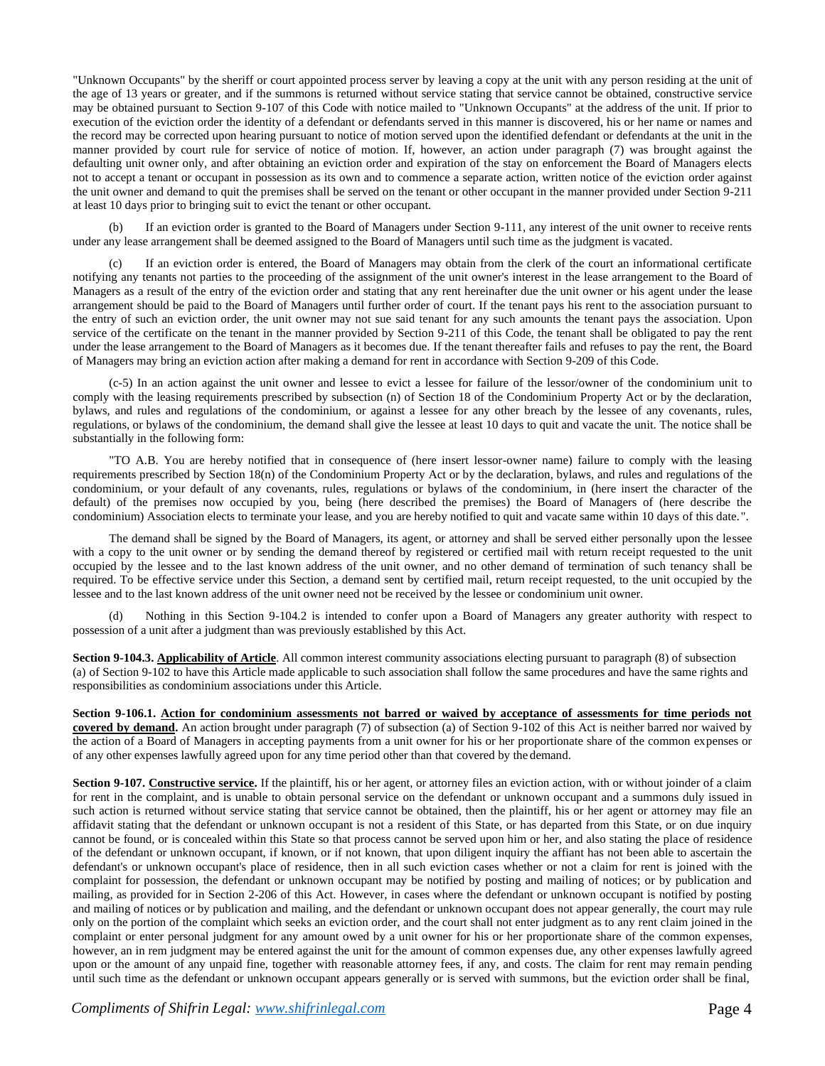"Unknown Occupants" by the sheriff or court appointed process server by leaving a copy at the unit with any person residing at the unit of the age of 13 years or greater, and if the summons is returned without service stating that service cannot be obtained, constructive service may be obtained pursuant to Section 9-107 of this Code with notice mailed to "Unknown Occupants" at the address of the unit. If prior to execution of the eviction order the identity of a defendant or defendants served in this manner is discovered, his or her name or names and the record may be corrected upon hearing pursuant to notice of motion served upon the identified defendant or defendants at the unit in the manner provided by court rule for service of notice of motion. If, however, an action under paragraph (7) was brought against the defaulting unit owner only, and after obtaining an eviction order and expiration of the stay on enforcement the Board of Managers elects not to accept a tenant or occupant in possession as its own and to commence a separate action, written notice of the eviction order against the unit owner and demand to quit the premises shall be served on the tenant or other occupant in the manner provided under Section 9-211 at least 10 days prior to bringing suit to evict the tenant or other occupant.

(b) If an eviction order is granted to the Board of Managers under Section 9-111, any interest of the unit owner to receive rents under any lease arrangement shall be deemed assigned to the Board of Managers until such time as the judgment is vacated.

(c) If an eviction order is entered, the Board of Managers may obtain from the clerk of the court an informational certificate notifying any tenants not parties to the proceeding of the assignment of the unit owner's interest in the lease arrangement to the Board of Managers as a result of the entry of the eviction order and stating that any rent hereinafter due the unit owner or his agent under the lease arrangement should be paid to the Board of Managers until further order of court. If the tenant pays his rent to the association pursuant to the entry of such an eviction order, the unit owner may not sue said tenant for any such amounts the tenant pays the association. Upon service of the certificate on the tenant in the manner provided by Section 9-211 of this Code, the tenant shall be obligated to pay the rent under the lease arrangement to the Board of Managers as it becomes due. If the tenant thereafter fails and refuses to pay the rent, the Board of Managers may bring an eviction action after making a demand for rent in accordance with Section 9-209 of this Code.

(c-5) In an action against the unit owner and lessee to evict a lessee for failure of the lessor/owner of the condominium unit to comply with the leasing requirements prescribed by subsection (n) of Section 18 of the Condominium Property Act or by the declaration, bylaws, and rules and regulations of the condominium, or against a lessee for any other breach by the lessee of any covenants, rules, regulations, or bylaws of the condominium, the demand shall give the lessee at least 10 days to quit and vacate the unit. The notice shall be substantially in the following form:

"TO A.B. You are hereby notified that in consequence of (here insert lessor-owner name) failure to comply with the leasing requirements prescribed by Section 18(n) of the Condominium Property Act or by the declaration, bylaws, and rules and regulations of the condominium, or your default of any covenants, rules, regulations or bylaws of the condominium, in (here insert the character of the default) of the premises now occupied by you, being (here described the premises) the Board of Managers of (here describe the condominium) Association elects to terminate your lease, and you are hereby notified to quit and vacate same within 10 days of this date.".

The demand shall be signed by the Board of Managers, its agent, or attorney and shall be served either personally upon the lessee with a copy to the unit owner or by sending the demand thereof by registered or certified mail with return receipt requested to the unit occupied by the lessee and to the last known address of the unit owner, and no other demand of termination of such tenancy shall be required. To be effective service under this Section, a demand sent by certified mail, return receipt requested, to the unit occupied by the lessee and to the last known address of the unit owner need not be received by the lessee or condominium unit owner.

(d) Nothing in this Section 9-104.2 is intended to confer upon a Board of Managers any greater authority with respect to possession of a unit after a judgment than was previously established by this Act.

**Section 9-104.3. Applicability of Article**. All common interest community associations electing pursuant to paragraph (8) of subsection (a) of Section 9-102 to have this Article made applicable to such association shall follow the same procedures and have the same rights and responsibilities as condominium associations under this Article.

**Section 9-106.1. Action for condominium assessments not barred or waived by acceptance of assessments for time periods not covered by demand.** An action brought under paragraph (7) of subsection (a) of Section 9-102 of this Act is neither barred nor waived by the action of a Board of Managers in accepting payments from a unit owner for his or her proportionate share of the common expenses or of any other expenses lawfully agreed upon for any time period other than that covered by the demand.

**Section 9-107. Constructive service.** If the plaintiff, his or her agent, or attorney files an eviction action, with or without joinder of a claim for rent in the complaint, and is unable to obtain personal service on the defendant or unknown occupant and a summons duly issued in such action is returned without service stating that service cannot be obtained, then the plaintiff, his or her agent or attorney may file an affidavit stating that the defendant or unknown occupant is not a resident of this State, or has departed from this State, or on due inquiry cannot be found, or is concealed within this State so that process cannot be served upon him or her, and also stating the place of residence of the defendant or unknown occupant, if known, or if not known, that upon diligent inquiry the affiant has not been able to ascertain the defendant's or unknown occupant's place of residence, then in all such eviction cases whether or not a claim for rent is joined with the complaint for possession, the defendant or unknown occupant may be notified by posting and mailing of notices; or by publication and mailing, as provided for in Section 2-206 of this Act. However, in cases where the defendant or unknown occupant is notified by posting and mailing of notices or by publication and mailing, and the defendant or unknown occupant does not appear generally, the court may rule only on the portion of the complaint which seeks an eviction order, and the court shall not enter judgment as to any rent claim joined in the complaint or enter personal judgment for any amount owed by a unit owner for his or her proportionate share of the common expenses, however, an in rem judgment may be entered against the unit for the amount of common expenses due, any other expenses lawfully agreed upon or the amount of any unpaid fine, together with reasonable attorney fees, if any, and costs. The claim for rent may remain pending until such time as the defendant or unknown occupant appears generally or is served with summons, but the eviction order shall be final,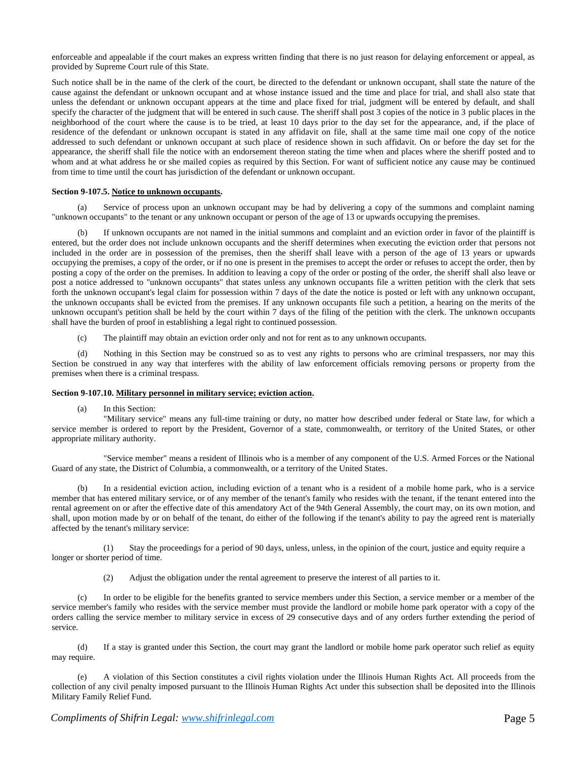enforceable and appealable if the court makes an express written finding that there is no just reason for delaying enforcement or appeal, as provided by Supreme Court rule of this State.

Such notice shall be in the name of the clerk of the court, be directed to the defendant or unknown occupant, shall state the nature of the cause against the defendant or unknown occupant and at whose instance issued and the time and place for trial, and shall also state that unless the defendant or unknown occupant appears at the time and place fixed for trial, judgment will be entered by default, and shall specify the character of the judgment that will be entered in such cause. The sheriff shall post 3 copies of the notice in 3 public places in the neighborhood of the court where the cause is to be tried, at least 10 days prior to the day set for the appearance, and, if the place of residence of the defendant or unknown occupant is stated in any affidavit on file, shall at the same time mail one copy of the notice addressed to such defendant or unknown occupant at such place of residence shown in such affidavit. On or before the day set for the appearance, the sheriff shall file the notice with an endorsement thereon stating the time when and places where the sheriff posted and to whom and at what address he or she mailed copies as required by this Section. For want of sufficient notice any cause may be continued from time to time until the court has jurisdiction of the defendant or unknown occupant.

**Section 9-107.5. Notice to unknown occupants.**

(a) Service of process upon an unknown occupant may be had by delivering a copy of the summons and complaint naming "unknown occupants" to the tenant or any unknown occupant or person of the age of 13 or upwards occupying the premises.

(b) If unknown occupants are not named in the initial summons and complaint and an eviction order in favor of the plaintiff is entered, but the order does not include unknown occupants and the sheriff determines when executing the eviction order that persons not included in the order are in possession of the premises, then the sheriff shall leave with a person of the age of 13 years or upwards occupying the premises, a copy of the order, or if no one is present in the premises to accept the order or refuses to accept the order, then by posting a copy of the order on the premises. In addition to leaving a copy of the order or posting of the order, the sheriff shall also leave or post a notice addressed to "unknown occupants" that states unless any unknown occupants file a written petition with the clerk that sets forth the unknown occupant's legal claim for possession within 7 days of the date the notice is posted or left with any unknown occupant, the unknown occupants shall be evicted from the premises. If any unknown occupants file such a petition, a hearing on the merits of the unknown occupant's petition shall be held by the court within 7 days of the filing of the petition with the clerk. The unknown occupants shall have the burden of proof in establishing a legal right to continued possession.

(c) The plaintiff may obtain an eviction order only and not for rent as to any unknown occupants.

(d) Nothing in this Section may be construed so as to vest any rights to persons who are criminal trespassers, nor may this Section be construed in any way that interferes with the ability of law enforcement officials removing persons or property from the premises when there is a criminal trespass.

**Section 9-107.10. Military personnel in military service; eviction action.**

(a) In this Section:

"Military service" means any full-time training or duty, no matter how described under federal or State law, for which a service member is ordered to report by the President, Governor of a state, commonwealth, or territory of the United States, or other appropriate military authority.

"Service member" means a resident of Illinois who is a member of any component of the U.S. Armed Forces or the National Guard of any state, the District of Columbia, a commonwealth, or a territory of the United States.

(b) In a residential eviction action, including eviction of a tenant who is a resident of a mobile home park, who is a service member that has entered military service, or of any member of the tenant's family who resides with the tenant, if the tenant entered into the rental agreement on or after the effective date of this amendatory Act of the 94th General Assembly, the court may, on its own motion, and shall, upon motion made by or on behalf of the tenant, do either of the following if the tenant's ability to pay the agreed rent is materially affected by the tenant's military service:

(1) Stay the proceedings for a period of 90 days, unless, unless, in the opinion of the court, justice and equity require a longer or shorter period of time.

(2) Adjust the obligation under the rental agreement to preserve the interest of all parties to it.

(c) In order to be eligible for the benefits granted to service members under this Section, a service member or a member of the service member's family who resides with the service member must provide the landlord or mobile home park operator with a copy of the orders calling the service member to military service in excess of 29 consecutive days and of any orders further extending the period of service.

(d) If a stay is granted under this Section, the court may grant the landlord or mobile home park operator such relief as equity may require.

(e) A violation of this Section constitutes a civil rights violation under the Illinois Human Rights Act. All proceeds from the collection of any civil penalty imposed pursuant to the Illinois Human Rights Act under this subsection shall be deposited into the Illinois Military Family Relief Fund.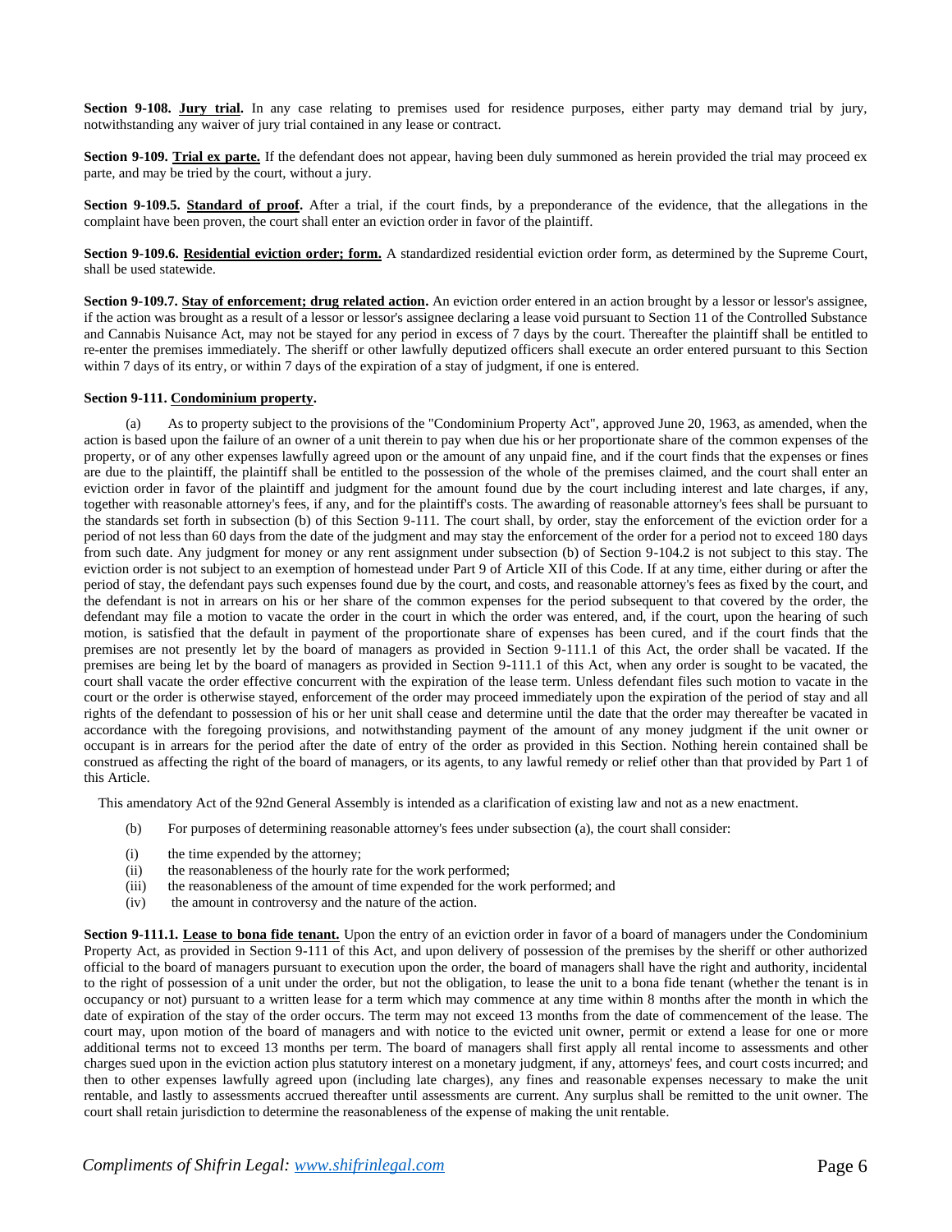**Section 9-108. Jury trial.** In any case relating to premises used for residence purposes, either party may demand trial by jury, notwithstanding any waiver of jury trial contained in any lease or contract.

**Section 9-109. Trial ex parte.** If the defendant does not appear, having been duly summoned as herein provided the trial may proceed ex parte, and may be tried by the court, without a jury.

**Section 9-109.5. Standard of proof.** After a trial, if the court finds, by a preponderance of the evidence, that the allegations in the complaint have been proven, the court shall enter an eviction order in favor of the plaintiff.

**Section 9-109.6. Residential eviction order; form.** A standardized residential eviction order form, as determined by the Supreme Court, shall be used statewide.

**Section 9-109.7. Stay of enforcement; drug related action.** An eviction order entered in an action brought by a lessor or lessor's assignee, if the action was brought as a result of a lessor or lessor's assignee declaring a lease void pursuant to Section 11 of the Controlled Substance and Cannabis Nuisance Act, may not be stayed for any period in excess of 7 days by the court. Thereafter the plaintiff shall be entitled to re-enter the premises immediately. The sheriff or other lawfully deputized officers shall execute an order entered pursuant to this Section within 7 days of its entry, or within 7 days of the expiration of a stay of judgment, if one is entered.

**Section 9-111. Condominium property.**

(a) As to property subject to the provisions of the "Condominium Property Act", approved June 20, 1963, as amended, when the action is based upon the failure of an owner of a unit therein to pay when due his or her proportionate share of the common expenses of the property, or of any other expenses lawfully agreed upon or the amount of any unpaid fine, and if the court finds that the expenses or fines are due to the plaintiff, the plaintiff shall be entitled to the possession of the whole of the premises claimed, and the court shall enter an eviction order in favor of the plaintiff and judgment for the amount found due by the court including interest and late charges, if any, together with reasonable attorney's fees, if any, and for the plaintiff's costs. The awarding of reasonable attorney's fees shall be pursuant to the standards set forth in subsection (b) of this Section 9-111. The court shall, by order, stay the enforcement of the eviction order for a period of not less than 60 days from the date of the judgment and may stay the enforcement of the order for a period not to exceed 180 days from such date. Any judgment for money or any rent assignment under subsection (b) of Section 9-104.2 is not subject to this stay. The eviction order is not subject to an exemption of homestead under Part 9 of Article XII of this Code. If at any time, either during or after the period of stay, the defendant pays such expenses found due by the court, and costs, and reasonable attorney's fees as fixed by the court, and the defendant is not in arrears on his or her share of the common expenses for the period subsequent to that covered by the order, the defendant may file a motion to vacate the order in the court in which the order was entered, and, if the court, upon the hearing of such motion, is satisfied that the default in payment of the proportionate share of expenses has been cured, and if the court finds that the premises are not presently let by the board of managers as provided in Section 9-111.1 of this Act, the order shall be vacated. If the premises are being let by the board of managers as provided in Section 9-111.1 of this Act, when any order is sought to be vacated, the court shall vacate the order effective concurrent with the expiration of the lease term. Unless defendant files such motion to vacate in the court or the order is otherwise stayed, enforcement of the order may proceed immediately upon the expiration of the period of stay and all rights of the defendant to possession of his or her unit shall cease and determine until the date that the order may thereafter be vacated in accordance with the foregoing provisions, and notwithstanding payment of the amount of any money judgment if the unit owner or occupant is in arrears for the period after the date of entry of the order as provided in this Section. Nothing herein contained shall be construed as affecting the right of the board of managers, or its agents, to any lawful remedy or relief other than that provided by Part 1 of this Article.

This amendatory Act of the 92nd General Assembly is intended as a clarification of existing law and not as a new enactment.

(b) For purposes of determining reasonable attorney's fees under subsection (a), the court shall consider:

(i) the time expended by the attorney;
(ii) the reasonableness of the hourly rate for the work performed;
(iii) the reasonableness of the amount of time expended for the work performed; and
(iv) the amount in controversy and the nature of the action.

**Section 9-111.1. Lease to bona fide tenant.** Upon the entry of an eviction order in favor of a board of managers under the Condominium Property Act, as provided in Section 9-111 of this Act, and upon delivery of possession of the premises by the sheriff or other authorized official to the board of managers pursuant to execution upon the order, the board of managers shall have the right and authority, incidental to the right of possession of a unit under the order, but not the obligation, to lease the unit to a bona fide tenant (whether the tenant is in occupancy or not) pursuant to a written lease for a term which may commence at any time within 8 months after the month in which the date of expiration of the stay of the order occurs. The term may not exceed 13 months from the date of commencement of the lease. The court may, upon motion of the board of managers and with notice to the evicted unit owner, permit or extend a lease for one or more additional terms not to exceed 13 months per term. The board of managers shall first apply all rental income to assessments and other charges sued upon in the eviction action plus statutory interest on a monetary judgment, if any, attorneys' fees, and court costs incurred; and then to other expenses lawfully agreed upon (including late charges), any fines and reasonable expenses necessary to make the unit rentable, and lastly to assessments accrued thereafter until assessments are current. Any surplus shall be remitted to the unit owner. The court shall retain jurisdiction to determine the reasonableness of the expense of making the unit rentable.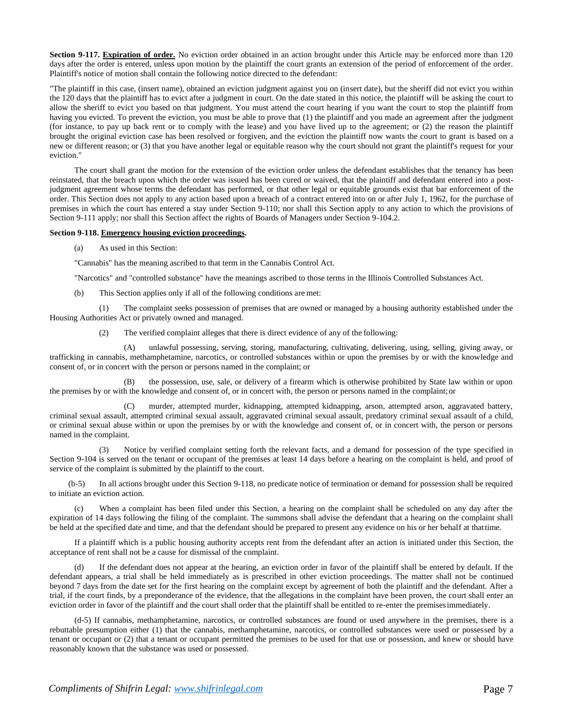**Section 9-117. Expiration of order.** No eviction order obtained in an action brought under this Article may be enforced more than 120 days after the order is entered, unless upon motion by the plaintiff the court grants an extension of the period of enforcement of the order. Plaintiff's notice of motion shall contain the following notice directed to the defendant:

"The plaintiff in this case, (insert name), obtained an eviction judgment against you on (insert date), but the sheriff did not evict you within the 120 days that the plaintiff has to evict after a judgment in court. On the date stated in this notice, the plaintiff will be asking the court to allow the sheriff to evict you based on that judgment. You must attend the court hearing if you want the court to stop the plaintiff from having you evicted. To prevent the eviction, you must be able to prove that (1) the plaintiff and you made an agreement after the judgment (for instance, to pay up back rent or to comply with the lease) and you have lived up to the agreement; or (2) the reason the plaintiff brought the original eviction case has been resolved or forgiven, and the eviction the plaintiff now wants the court to grant is based on a new or different reason; or (3) that you have another legal or equitable reason why the court should not grant the plaintiff's request for your eviction."

The court shall grant the motion for the extension of the eviction order unless the defendant establishes that the tenancy has been reinstated, that the breach upon which the order was issued has been cured or waived, that the plaintiff and defendant entered into a post-judgment agreement whose terms the defendant has performed, or that other legal or equitable grounds exist that bar enforcement of the order. This Section does not apply to any action based upon a breach of a contract entered into on or after July 1, 1962, for the purchase of premises in which the court has entered a stay under Section 9-110; nor shall this Section apply to any action to which the provisions of Section 9-111 apply; nor shall this Section affect the rights of Boards of Managers under Section 9-104.2.

**Section 9-118. Emergency housing eviction proceedings.**

(a) As used in this Section:

"Cannabis" has the meaning ascribed to that term in the Cannabis Control Act.

"Narcotics" and "controlled substance" have the meanings ascribed to those terms in the Illinois Controlled Substances Act.

(b) This Section applies only if all of the following conditions are met:

(1) The complaint seeks possession of premises that are owned or managed by a housing authority established under the Housing Authorities Act or privately owned and managed.

(2) The verified complaint alleges that there is direct evidence of any of the following:

(A) unlawful possessing, serving, storing, manufacturing, cultivating, delivering, using, selling, giving away, or trafficking in cannabis, methamphetamine, narcotics, or controlled substances within or upon the premises by or with the knowledge and consent of, or in concert with the person or persons named in the complaint; or

(B) the possession, use, sale, or delivery of a firearm which is otherwise prohibited by State law within or upon the premises by or with the knowledge and consent of, or in concert with, the person or persons named in the complaint; or

(C) murder, attempted murder, kidnapping, attempted kidnapping, arson, attempted arson, aggravated battery, criminal sexual assault, attempted criminal sexual assault, aggravated criminal sexual assault, predatory criminal sexual assault of a child, or criminal sexual abuse within or upon the premises by or with the knowledge and consent of, or in concert with, the person or persons named in the complaint.

(3) Notice by verified complaint setting forth the relevant facts, and a demand for possession of the type specified in Section 9-104 is served on the tenant or occupant of the premises at least 14 days before a hearing on the complaint is held, and proof of service of the complaint is submitted by the plaintiff to the court.

(b-5) In all actions brought under this Section 9-118, no predicate notice of termination or demand for possession shall be required to initiate an eviction action.

(c) When a complaint has been filed under this Section, a hearing on the complaint shall be scheduled on any day after the expiration of 14 days following the filing of the complaint. The summons shall advise the defendant that a hearing on the complaint shall be held at the specified date and time, and that the defendant should be prepared to present any evidence on his or her behalf at that time.

If a plaintiff which is a public housing authority accepts rent from the defendant after an action is initiated under this Section, the acceptance of rent shall not be a cause for dismissal of the complaint.

(d) If the defendant does not appear at the hearing, an eviction order in favor of the plaintiff shall be entered by default. If the defendant appears, a trial shall be held immediately as is prescribed in other eviction proceedings. The matter shall not be continued beyond 7 days from the date set for the first hearing on the complaint except by agreement of both the plaintiff and the defendant. After a trial, if the court finds, by a preponderance of the evidence, that the allegations in the complaint have been proven, the court shall enter an eviction order in favor of the plaintiff and the court shall order that the plaintiff shall be entitled to re-enter the premises immediately.

(d-5) If cannabis, methamphetamine, narcotics, or controlled substances are found or used anywhere in the premises, there is a rebuttable presumption either (1) that the cannabis, methamphetamine, narcotics, or controlled substances were used or possessed by a tenant or occupant or (2) that a tenant or occupant permitted the premises to be used for that use or possession, and knew or should have reasonably known that the substance was used or possessed.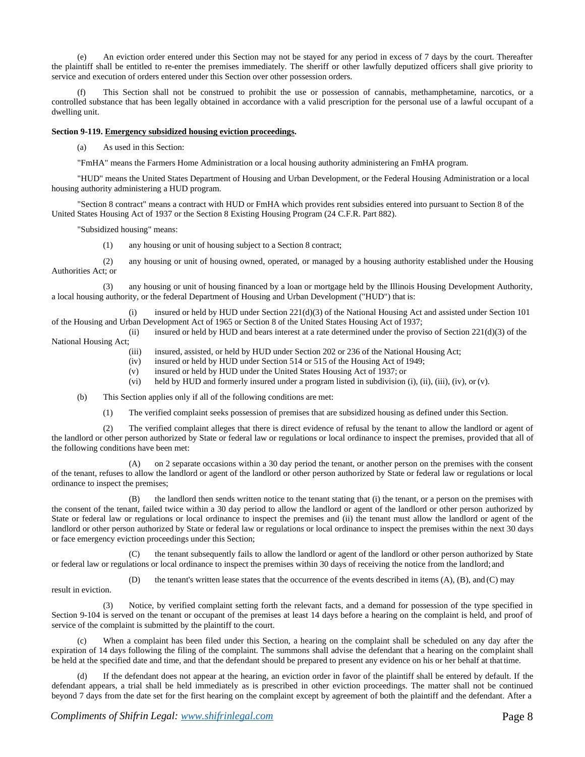(e) An eviction order entered under this Section may not be stayed for any period in excess of 7 days by the court. Thereafter the plaintiff shall be entitled to re-enter the premises immediately. The sheriff or other lawfully deputized officers shall give priority to service and execution of orders entered under this Section over other possession orders.

(f) This Section shall not be construed to prohibit the use or possession of cannabis, methamphetamine, narcotics, or a controlled substance that has been legally obtained in accordance with a valid prescription for the personal use of a lawful occupant of a dwelling unit.

**Section 9-119. Emergency subsidized housing eviction proceedings.**

(a) As used in this Section:

"FmHA" means the Farmers Home Administration or a local housing authority administering an FmHA program.

"HUD" means the United States Department of Housing and Urban Development, or the Federal Housing Administration or a local housing authority administering a HUD program.

"Section 8 contract" means a contract with HUD or FmHA which provides rent subsidies entered into pursuant to Section 8 of the United States Housing Act of 1937 or the Section 8 Existing Housing Program (24 C.F.R. Part 882).

"Subsidized housing" means:

(1) any housing or unit of housing subject to a Section 8 contract;

(2) any housing or unit of housing owned, operated, or managed by a housing authority established under the Housing Authorities Act; or

(3) any housing or unit of housing financed by a loan or mortgage held by the Illinois Housing Development Authority, a local housing authority, or the federal Department of Housing and Urban Development ("HUD") that is:

(i) insured or held by HUD under Section 221(d)(3) of the National Housing Act and assisted under Section 101 of the Housing and Urban Development Act of 1965 or Section 8 of the United States Housing Act of 1937;
(ii) insured or held by HUD and bears interest at a rate determined under the proviso of Section 221(d)(3) of the National Housing Act;
(iii) insured, assisted, or held by HUD under Section 202 or 236 of the National Housing Act;
(iv) insured or held by HUD under Section 514 or 515 of the Housing Act of 1949;
(v) insured or held by HUD under the United States Housing Act of 1937; or
(vi) held by HUD and formerly insured under a program listed in subdivision (i), (ii), (iii), (iv), or (v).

(b) This Section applies only if all of the following conditions are met:

(1) The verified complaint seeks possession of premises that are subsidized housing as defined under this Section.

(2) The verified complaint alleges that there is direct evidence of refusal by the tenant to allow the landlord or agent of the landlord or other person authorized by State or federal law or regulations or local ordinance to inspect the premises, provided that all of the following conditions have been met:

(A) on 2 separate occasions within a 30 day period the tenant, or another person on the premises with the consent of the tenant, refuses to allow the landlord or agent of the landlord or other person authorized by State or federal law or regulations or local ordinance to inspect the premises;

(B) the landlord then sends written notice to the tenant stating that (i) the tenant, or a person on the premises with the consent of the tenant, failed twice within a 30 day period to allow the landlord or agent of the landlord or other person authorized by State or federal law or regulations or local ordinance to inspect the premises and (ii) the tenant must allow the landlord or agent of the landlord or other person authorized by State or federal law or regulations or local ordinance to inspect the premises within the next 30 days or face emergency eviction proceedings under this Section;

(C) the tenant subsequently fails to allow the landlord or agent of the landlord or other person authorized by State or federal law or regulations or local ordinance to inspect the premises within 30 days of receiving the notice from the landlord; and

(D) the tenant's written lease states that the occurrence of the events described in items (A), (B), and (C) may result in eviction.

(3) Notice, by verified complaint setting forth the relevant facts, and a demand for possession of the type specified in Section 9-104 is served on the tenant or occupant of the premises at least 14 days before a hearing on the complaint is held, and proof of service of the complaint is submitted by the plaintiff to the court.

(c) When a complaint has been filed under this Section, a hearing on the complaint shall be scheduled on any day after the expiration of 14 days following the filing of the complaint. The summons shall advise the defendant that a hearing on the complaint shall be held at the specified date and time, and that the defendant should be prepared to present any evidence on his or her behalf at that time.

(d) If the defendant does not appear at the hearing, an eviction order in favor of the plaintiff shall be entered by default. If the defendant appears, a trial shall be held immediately as is prescribed in other eviction proceedings. The matter shall not be continued beyond 7 days from the date set for the first hearing on the complaint except by agreement of both the plaintiff and the defendant. After a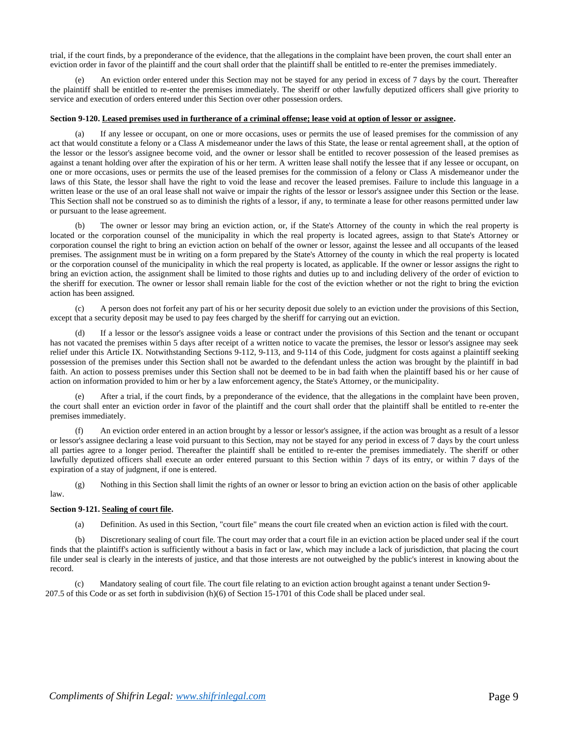trial, if the court finds, by a preponderance of the evidence, that the allegations in the complaint have been proven, the court shall enter an eviction order in favor of the plaintiff and the court shall order that the plaintiff shall be entitled to re-enter the premises immediately.

(e) An eviction order entered under this Section may not be stayed for any period in excess of 7 days by the court. Thereafter the plaintiff shall be entitled to re-enter the premises immediately. The sheriff or other lawfully deputized officers shall give priority to service and execution of orders entered under this Section over other possession orders.

**Section 9-120. Leased premises used in furtherance of a criminal offense; lease void at option of lessor or assignee.**

(a) If any lessee or occupant, on one or more occasions, uses or permits the use of leased premises for the commission of any act that would constitute a felony or a Class A misdemeanor under the laws of this State, the lease or rental agreement shall, at the option of the lessor or the lessor's assignee become void, and the owner or lessor shall be entitled to recover possession of the leased premises as against a tenant holding over after the expiration of his or her term. A written lease shall notify the lessee that if any lessee or occupant, on one or more occasions, uses or permits the use of the leased premises for the commission of a felony or Class A misdemeanor under the laws of this State, the lessor shall have the right to void the lease and recover the leased premises. Failure to include this language in a written lease or the use of an oral lease shall not waive or impair the rights of the lessor or lessor's assignee under this Section or the lease. This Section shall not be construed so as to diminish the rights of a lessor, if any, to terminate a lease for other reasons permitted under law or pursuant to the lease agreement.

(b) The owner or lessor may bring an eviction action, or, if the State's Attorney of the county in which the real property is located or the corporation counsel of the municipality in which the real property is located agrees, assign to that State's Attorney or corporation counsel the right to bring an eviction action on behalf of the owner or lessor, against the lessee and all occupants of the leased premises. The assignment must be in writing on a form prepared by the State's Attorney of the county in which the real property is located or the corporation counsel of the municipality in which the real property is located, as applicable. If the owner or lessor assigns the right to bring an eviction action, the assignment shall be limited to those rights and duties up to and including delivery of the order of eviction to the sheriff for execution. The owner or lessor shall remain liable for the cost of the eviction whether or not the right to bring the eviction action has been assigned.

(c) A person does not forfeit any part of his or her security deposit due solely to an eviction under the provisions of this Section, except that a security deposit may be used to pay fees charged by the sheriff for carrying out an eviction.

(d) If a lessor or the lessor's assignee voids a lease or contract under the provisions of this Section and the tenant or occupant has not vacated the premises within 5 days after receipt of a written notice to vacate the premises, the lessor or lessor's assignee may seek relief under this Article IX. Notwithstanding Sections 9-112, 9-113, and 9-114 of this Code, judgment for costs against a plaintiff seeking possession of the premises under this Section shall not be awarded to the defendant unless the action was brought by the plaintiff in bad faith. An action to possess premises under this Section shall not be deemed to be in bad faith when the plaintiff based his or her cause of action on information provided to him or her by a law enforcement agency, the State's Attorney, or the municipality.

(e) After a trial, if the court finds, by a preponderance of the evidence, that the allegations in the complaint have been proven, the court shall enter an eviction order in favor of the plaintiff and the court shall order that the plaintiff shall be entitled to re-enter the premises immediately.

(f) An eviction order entered in an action brought by a lessor or lessor's assignee, if the action was brought as a result of a lessor or lessor's assignee declaring a lease void pursuant to this Section, may not be stayed for any period in excess of 7 days by the court unless all parties agree to a longer period. Thereafter the plaintiff shall be entitled to re-enter the premises immediately. The sheriff or other lawfully deputized officers shall execute an order entered pursuant to this Section within 7 days of its entry, or within 7 days of the expiration of a stay of judgment, if one is entered.

(g) Nothing in this Section shall limit the rights of an owner or lessor to bring an eviction action on the basis of other applicable law.

**Section 9-121. Sealing of court file.**

(a) Definition. As used in this Section, "court file" means the court file created when an eviction action is filed with the court.

(b) Discretionary sealing of court file. The court may order that a court file in an eviction action be placed under seal if the court finds that the plaintiff's action is sufficiently without a basis in fact or law, which may include a lack of jurisdiction, that placing the court file under seal is clearly in the interests of justice, and that those interests are not outweighed by the public's interest in knowing about the record.

(c) Mandatory sealing of court file. The court file relating to an eviction action brought against a tenant under Section 9-207.5 of this Code or as set forth in subdivision (h)(6) of Section 15-1701 of this Code shall be placed under seal.

*Compliments of Shifrin Legal: www.shifrinlegal.com*